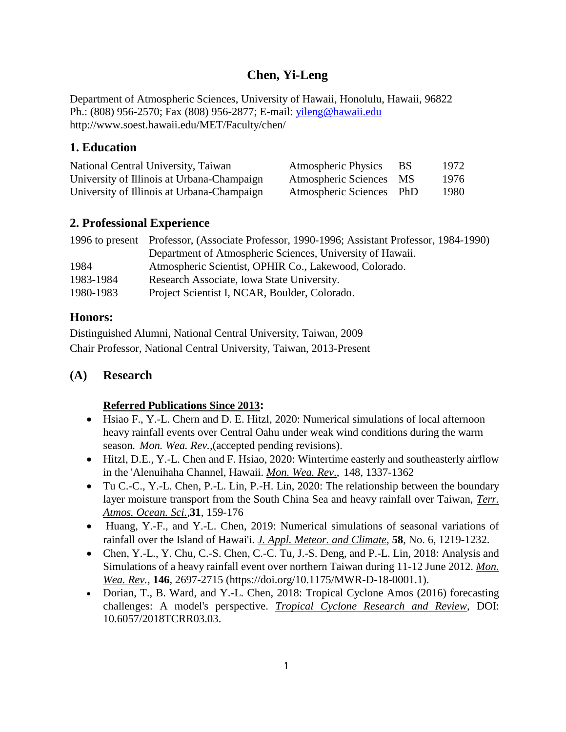# Chen, Yi-Leng

Department of Atmospheric Sciences, University of Hawaii, Honolulu, Hawaii, 96822
Ph.: (808) 956-2570; Fax (808) 956-2877; E-mail: yileng@hawaii.edu
http://www.soest.hawaii.edu/MET/Faculty/chen/

## 1. Education

| | | | |
|---|---|---|---|
| National Central University, Taiwan | Atmospheric Physics | BS | 1972 |
| University of Illinois at Urbana-Champaign | Atmospheric Sciences | MS | 1976 |
| University of Illinois at Urbana-Champaign | Atmospheric Sciences | PhD | 1980 |

## 2. Professional Experience

| | |
|---|---|
| 1996 to present | Professor, (Associate Professor, 1990-1996; Assistant Professor, 1984-1990) Department of Atmospheric Sciences, University of Hawaii. |
| 1984 | Atmospheric Scientist, OPHIR Co., Lakewood, Colorado. |
| 1983-1984 | Research Associate, Iowa State University. |
| 1980-1983 | Project Scientist I, NCAR, Boulder, Colorado. |

## Honors:

Distinguished Alumni, National Central University, Taiwan, 2009

Chair Professor, National Central University, Taiwan, 2013-Present

## (A) Research

### Referred Publications Since 2013:

- Hsiao F., Y.-L. Chern and D. E. Hitzl, 2020: Numerical simulations of local afternoon heavy rainfall events over Central Oahu under weak wind conditions during the warm season. *Mon. Wea. Rev.*,(accepted pending revisions).
- Hitzl, D.E., Y.-L. Chen and F. Hsiao, 2020: Wintertime easterly and southeasterly airflow in the 'Alenuihaha Channel, Hawaii. *Mon. Wea. Rev*., 148, 1337-1362
- Tu C.-C., Y.-L. Chen, P.-L. Lin, P.-H. Lin, 2020: The relationship between the boundary layer moisture transport from the South China Sea and heavy rainfall over Taiwan, *Terr. Atmos. Ocean. Sci*.,**31**, 159-176
- Huang, Y.-F., and Y.-L. Chen, 2019: Numerical simulations of seasonal variations of rainfall over the Island of Hawai'i. *J. Appl. Meteor. and Climate*, **58**, No. 6, 1219-1232.
- Chen, Y.-L., Y. Chu, C.-S. Chen, C.-C. Tu, J.-S. Deng, and P.-L. Lin, 2018: Analysis and Simulations of a heavy rainfall event over northern Taiwan during 11-12 June 2012. *Mon. Wea. Rev.*, **146**, 2697-2715 (https://doi.org/10.1175/MWR-D-18-0001.1).
- Dorian, T., B. Ward, and Y.-L. Chen, 2018: Tropical Cyclone Amos (2016) forecasting challenges: A model's perspective. *Tropical Cyclone Research and Review*, DOI: 10.6057/2018TCRR03.03.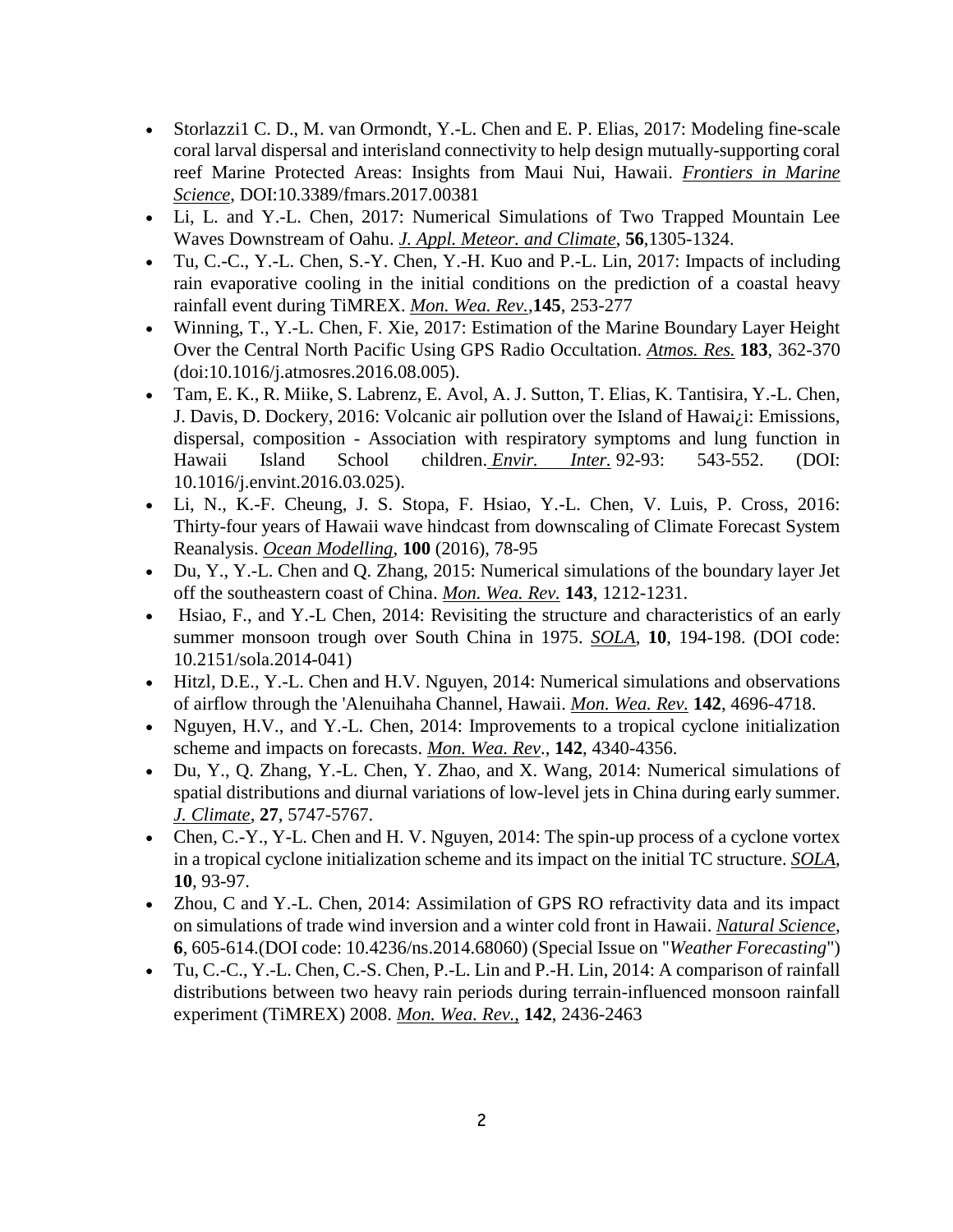- Storlazzi1 C. D., M. van Ormondt, Y.-L. Chen and E. P. Elias, 2017: Modeling fine-scale coral larval dispersal and interisland connectivity to help design mutually-supporting coral reef Marine Protected Areas: Insights from Maui Nui, Hawaii. *Frontiers in Marine Science*, DOI:10.3389/fmars.2017.00381
- Li, L. and Y.-L. Chen, 2017: Numerical Simulations of Two Trapped Mountain Lee Waves Downstream of Oahu. *J. Appl. Meteor. and Climate*, **56**,1305-1324.
- Tu, C.-C., Y.-L. Chen, S.-Y. Chen, Y.-H. Kuo and P.-L. Lin, 2017: Impacts of including rain evaporative cooling in the initial conditions on the prediction of a coastal heavy rainfall event during TiMREX. *Mon. Wea. Rev.*,**145**, 253-277
- Winning, T., Y.-L. Chen, F. Xie, 2017: Estimation of the Marine Boundary Layer Height Over the Central North Pacific Using GPS Radio Occultation. *Atmos. Res.* **183**, 362-370 (doi:10.1016/j.atmosres.2016.08.005).
- Tam, E. K., R. Miike, S. Labrenz, E. Avol, A. J. Sutton, T. Elias, K. Tantisira, Y.-L. Chen, J. Davis, D. Dockery, 2016: Volcanic air pollution over the Island of Hawai¿i: Emissions, dispersal, composition - Association with respiratory symptoms and lung function in Hawaii Island School children. *Envir. Inter.* 92-93: 543-552. (DOI: 10.1016/j.envint.2016.03.025).
- Li, N., K.-F. Cheung, J. S. Stopa, F. Hsiao, Y.-L. Chen, V. Luis, P. Cross, 2016: Thirty-four years of Hawaii wave hindcast from downscaling of Climate Forecast System Reanalysis. *Ocean Modelling*, **100** (2016), 78-95
- Du, Y., Y.-L. Chen and Q. Zhang, 2015: Numerical simulations of the boundary layer Jet off the southeastern coast of China. *Mon. Wea. Rev.* **143**, 1212-1231.
- Hsiao, F., and Y.-L Chen, 2014: Revisiting the structure and characteristics of an early summer monsoon trough over South China in 1975. *SOLA*, **10**, 194-198. (DOI code: 10.2151/sola.2014-041)
- Hitzl, D.E., Y.-L. Chen and H.V. Nguyen, 2014: Numerical simulations and observations of airflow through the 'Alenuihaha Channel, Hawaii. *Mon. Wea. Rev.* **142**, 4696-4718.
- Nguyen, H.V., and Y.-L. Chen, 2014: Improvements to a tropical cyclone initialization scheme and impacts on forecasts. *Mon. Wea. Rev*., **142**, 4340-4356.
- Du, Y., Q. Zhang, Y.-L. Chen, Y. Zhao, and X. Wang, 2014: Numerical simulations of spatial distributions and diurnal variations of low-level jets in China during early summer. *J. Climate*, **27**, 5747-5767.
- Chen, C.-Y., Y-L. Chen and H. V. Nguyen, 2014: The spin-up process of a cyclone vortex in a tropical cyclone initialization scheme and its impact on the initial TC structure. *SOLA*, **10**, 93-97.
- Zhou, C and Y.-L. Chen, 2014: Assimilation of GPS RO refractivity data and its impact on simulations of trade wind inversion and a winter cold front in Hawaii. *Natural Science*, **6**, 605-614.(DOI code: 10.4236/ns.2014.68060) (Special Issue on "*Weather Forecasting*")
- Tu, C.-C., Y.-L. Chen, C.-S. Chen, P.-L. Lin and P.-H. Lin, 2014: A comparison of rainfall distributions between two heavy rain periods during terrain-influenced monsoon rainfall experiment (TiMREX) 2008. *Mon. Wea. Rev.,* **142**, 2436-2463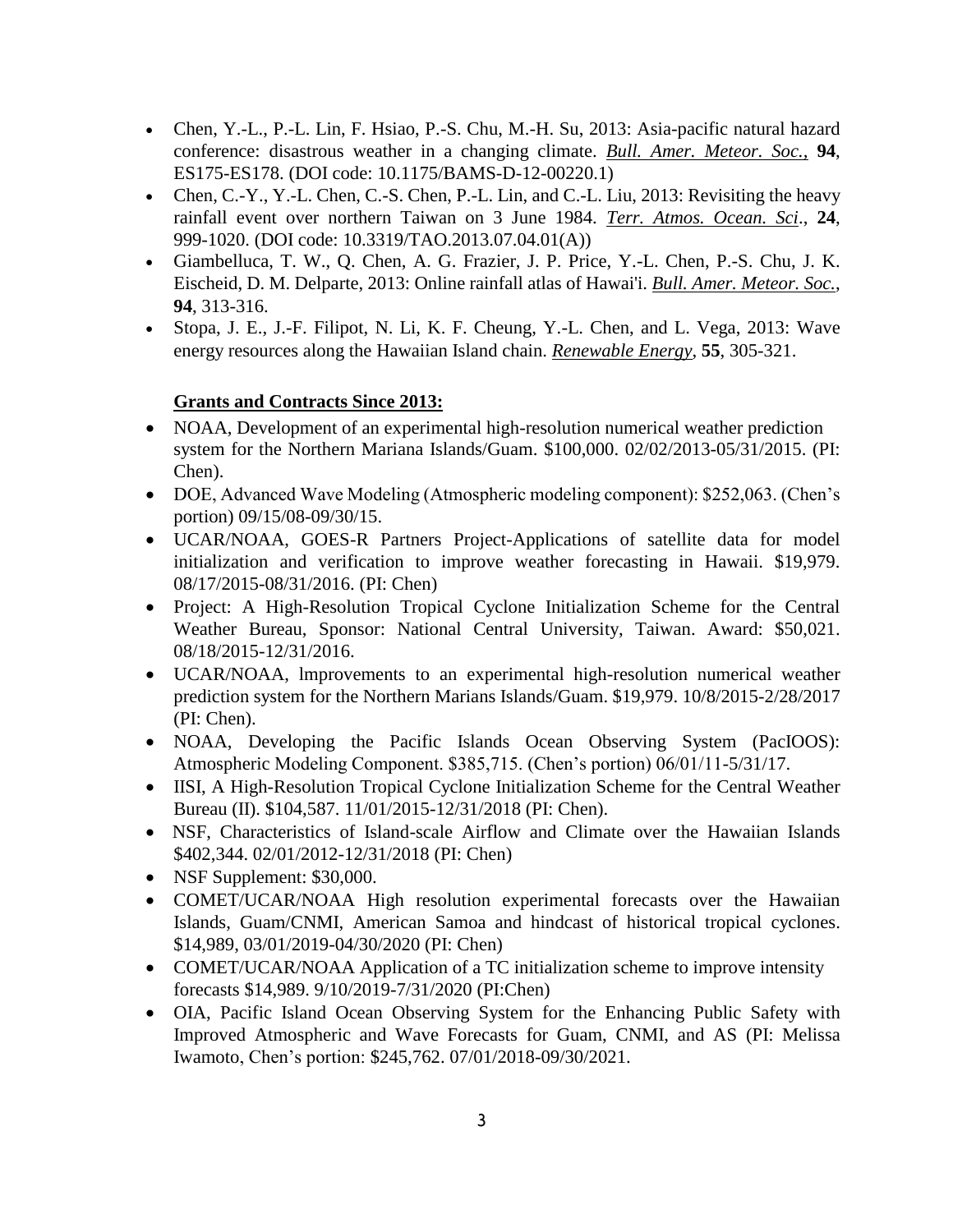- Chen, Y.-L., P.-L. Lin, F. Hsiao, P.-S. Chu, M.-H. Su, 2013: Asia-pacific natural hazard conference: disastrous weather in a changing climate. *Bull. Amer. Meteor. Soc.*, **94**, ES175-ES178. (DOI code: 10.1175/BAMS-D-12-00220.1)
- Chen, C.-Y., Y.-L. Chen, C.-S. Chen, P.-L. Lin, and C.-L. Liu, 2013: Revisiting the heavy rainfall event over northern Taiwan on 3 June 1984. *Terr. Atmos. Ocean. Sci*., **24**, 999-1020. (DOI code: 10.3319/TAO.2013.07.04.01(A))
- Giambelluca, T. W., Q. Chen, A. G. Frazier, J. P. Price, Y.-L. Chen, P.-S. Chu, J. K. Eischeid, D. M. Delparte, 2013: Online rainfall atlas of Hawai'i. *Bull. Amer. Meteor. Soc.*, **94**, 313-316.
- Stopa, J. E., J.-F. Filipot, N. Li, K. F. Cheung, Y.-L. Chen, and L. Vega, 2013: Wave energy resources along the Hawaiian Island chain. *Renewable Energy*, **55**, 305-321.

**Grants and Contracts Since 2013:**

- NOAA, Development of an experimental high-resolution numerical weather prediction system for the Northern Mariana Islands/Guam. $100,000. 02/02/2013-05/31/2015. (PI: Chen).
- DOE, Advanced Wave Modeling (Atmospheric modeling component): $252,063. (Chen's portion) 09/15/08-09/30/15.
- UCAR/NOAA, GOES-R Partners Project-Applications of satellite data for model initialization and verification to improve weather forecasting in Hawaii. $19,979. 08/17/2015-08/31/2016. (PI: Chen)
- Project: A High-Resolution Tropical Cyclone Initialization Scheme for the Central Weather Bureau, Sponsor: National Central University, Taiwan. Award: $50,021. 08/18/2015-12/31/2016.
- UCAR/NOAA, lmprovements to an experimental high-resolution numerical weather prediction system for the Northern Marians Islands/Guam. $19,979. 10/8/2015-2/28/2017 (PI: Chen).
- NOAA, Developing the Pacific Islands Ocean Observing System (PacIOOS): Atmospheric Modeling Component. $385,715. (Chen's portion) 06/01/11-5/31/17.
- IISI, A High-Resolution Tropical Cyclone Initialization Scheme for the Central Weather Bureau (II). $104,587. 11/01/2015-12/31/2018 (PI: Chen).
- NSF, Characteristics of Island-scale Airflow and Climate over the Hawaiian Islands $402,344. 02/01/2012-12/31/2018 (PI: Chen)
- NSF Supplement: $30,000.
- COMET/UCAR/NOAA High resolution experimental forecasts over the Hawaiian Islands, Guam/CNMI, American Samoa and hindcast of historical tropical cyclones. $14,989, 03/01/2019-04/30/2020 (PI: Chen)
- COMET/UCAR/NOAA Application of a TC initialization scheme to improve intensity forecasts $14,989. 9/10/2019-7/31/2020 (PI:Chen)
- OIA, Pacific Island Ocean Observing System for the Enhancing Public Safety with Improved Atmospheric and Wave Forecasts for Guam, CNMI, and AS (PI: Melissa Iwamoto, Chen's portion: $245,762. 07/01/2018-09/30/2021.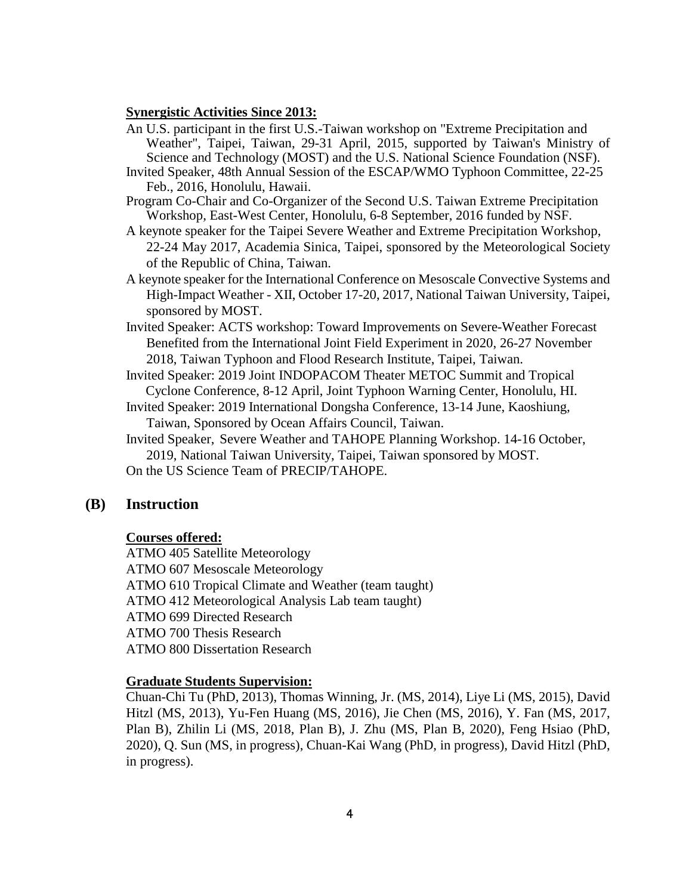**Synergistic Activities Since 2013:**

An U.S. participant in the first U.S.-Taiwan workshop on "Extreme Precipitation and Weather", Taipei, Taiwan, 29-31 April, 2015, supported by Taiwan's Ministry of Science and Technology (MOST) and the U.S. National Science Foundation (NSF).

Invited Speaker, 48th Annual Session of the ESCAP/WMO Typhoon Committee, 22-25 Feb., 2016, Honolulu, Hawaii.

Program Co-Chair and Co-Organizer of the Second U.S. Taiwan Extreme Precipitation Workshop, East-West Center, Honolulu, 6-8 September, 2016 funded by NSF.

A keynote speaker for the Taipei Severe Weather and Extreme Precipitation Workshop, 22-24 May 2017, Academia Sinica, Taipei, sponsored by the Meteorological Society of the Republic of China, Taiwan.

A keynote speaker for the International Conference on Mesoscale Convective Systems and High-Impact Weather - XII, October 17-20, 2017, National Taiwan University, Taipei, sponsored by MOST.

Invited Speaker: ACTS workshop: Toward Improvements on Severe-Weather Forecast Benefited from the International Joint Field Experiment in 2020, 26-27 November 2018, Taiwan Typhoon and Flood Research Institute, Taipei, Taiwan.

Invited Speaker: 2019 Joint INDOPACOM Theater METOC Summit and Tropical Cyclone Conference, 8-12 April, Joint Typhoon Warning Center, Honolulu, HI.

Invited Speaker: 2019 International Dongsha Conference, 13-14 June, Kaoshiung, Taiwan, Sponsored by Ocean Affairs Council, Taiwan.

Invited Speaker, Severe Weather and TAHOPE Planning Workshop. 14-16 October, 2019, National Taiwan University, Taipei, Taiwan sponsored by MOST.

On the US Science Team of PRECIP/TAHOPE.

## (B) Instruction

**Courses offered:**

ATMO 405 Satellite Meteorology
ATMO 607 Mesoscale Meteorology
ATMO 610 Tropical Climate and Weather (team taught)
ATMO 412 Meteorological Analysis Lab team taught)
ATMO 699 Directed Research
ATMO 700 Thesis Research
ATMO 800 Dissertation Research

**Graduate Students Supervision:**

Chuan-Chi Tu (PhD, 2013), Thomas Winning, Jr. (MS, 2014), Liye Li (MS, 2015), David Hitzl (MS, 2013), Yu-Fen Huang (MS, 2016), Jie Chen (MS, 2016), Y. Fan (MS, 2017, Plan B), Zhilin Li (MS, 2018, Plan B), J. Zhu (MS, Plan B, 2020), Feng Hsiao (PhD, 2020), Q. Sun (MS, in progress), Chuan-Kai Wang (PhD, in progress), David Hitzl (PhD, in progress).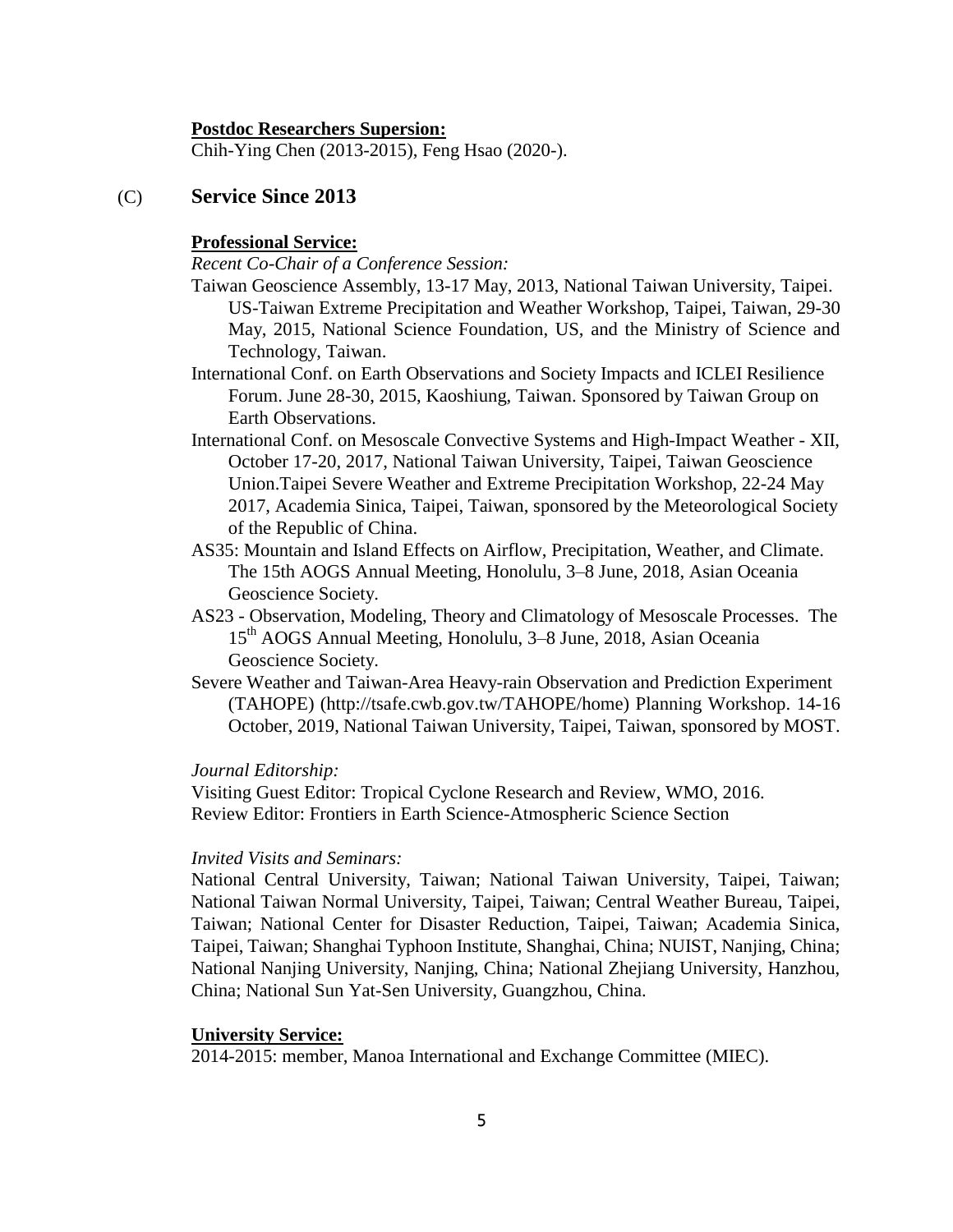**Postdoc Researchers Supersion:**

Chih-Ying Chen (2013-2015), Feng Hsao (2020-).

## (C) Service Since 2013

**Professional Service:**

*Recent Co-Chair of a Conference Session:*

Taiwan Geoscience Assembly, 13-17 May, 2013, National Taiwan University, Taipei. US-Taiwan Extreme Precipitation and Weather Workshop, Taipei, Taiwan, 29-30 May, 2015, National Science Foundation, US, and the Ministry of Science and Technology, Taiwan.

International Conf. on Earth Observations and Society Impacts and ICLEI Resilience Forum. June 28-30, 2015, Kaoshiung, Taiwan. Sponsored by Taiwan Group on Earth Observations.

International Conf. on Mesoscale Convective Systems and High-Impact Weather - XII, October 17-20, 2017, National Taiwan University, Taipei, Taiwan Geoscience Union.Taipei Severe Weather and Extreme Precipitation Workshop, 22-24 May 2017, Academia Sinica, Taipei, Taiwan, sponsored by the Meteorological Society of the Republic of China.

AS35: Mountain and Island Effects on Airflow, Precipitation, Weather, and Climate. The 15th AOGS Annual Meeting, Honolulu, 3–8 June, 2018, Asian Oceania Geoscience Society.

AS23 - Observation, Modeling, Theory and Climatology of Mesoscale Processes. The 15th AOGS Annual Meeting, Honolulu, 3–8 June, 2018, Asian Oceania Geoscience Society.

Severe Weather and Taiwan-Area Heavy-rain Observation and Prediction Experiment (TAHOPE) (http://tsafe.cwb.gov.tw/TAHOPE/home) Planning Workshop. 14-16 October, 2019, National Taiwan University, Taipei, Taiwan, sponsored by MOST.

*Journal Editorship:*

Visiting Guest Editor: Tropical Cyclone Research and Review, WMO, 2016.
Review Editor: Frontiers in Earth Science-Atmospheric Science Section

*Invited Visits and Seminars:*

National Central University, Taiwan; National Taiwan University, Taipei, Taiwan; National Taiwan Normal University, Taipei, Taiwan; Central Weather Bureau, Taipei, Taiwan; National Center for Disaster Reduction, Taipei, Taiwan; Academia Sinica, Taipei, Taiwan; Shanghai Typhoon Institute, Shanghai, China; NUIST, Nanjing, China; National Nanjing University, Nanjing, China; National Zhejiang University, Hanzhou, China; National Sun Yat-Sen University, Guangzhou, China.

**University Service:**

2014-2015: member, Manoa International and Exchange Committee (MIEC).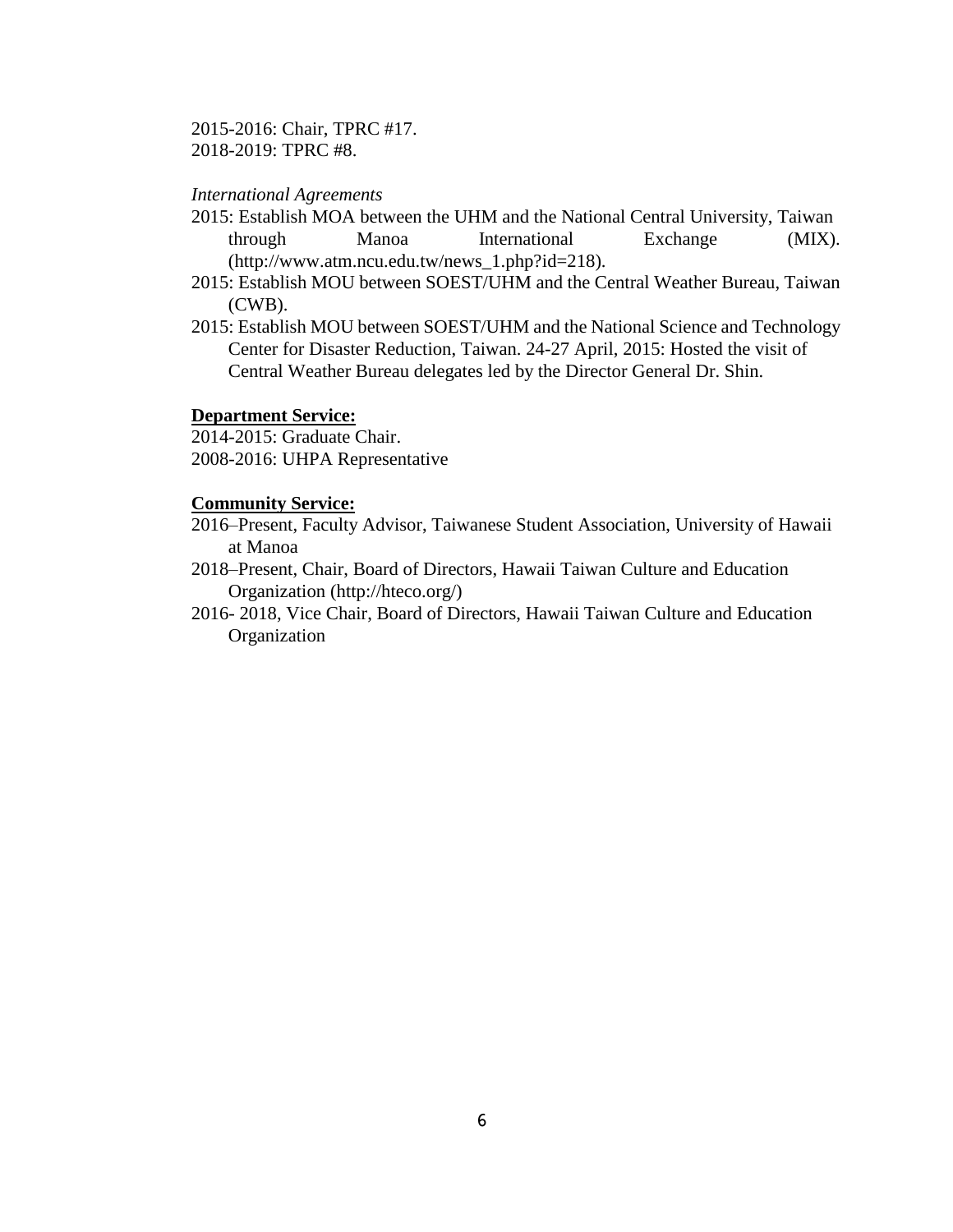2015-2016: Chair, TPRC #17.
2018-2019: TPRC #8.

*International Agreements*

2015: Establish MOA between the UHM and the National Central University, Taiwan through Manoa International Exchange (MIX). (http://www.atm.ncu.edu.tw/news_1.php?id=218).

2015: Establish MOU between SOEST/UHM and the Central Weather Bureau, Taiwan (CWB).

2015: Establish MOU between SOEST/UHM and the National Science and Technology Center for Disaster Reduction, Taiwan. 24-27 April, 2015: Hosted the visit of Central Weather Bureau delegates led by the Director General Dr. Shin.

**Department Service:**

2014-2015: Graduate Chair.
2008-2016: UHPA Representative

**Community Service:**

2016–Present, Faculty Advisor, Taiwanese Student Association, University of Hawaii at Manoa

2018–Present, Chair, Board of Directors, Hawaii Taiwan Culture and Education Organization (http://hteco.org/)

2016- 2018, Vice Chair, Board of Directors, Hawaii Taiwan Culture and Education Organization